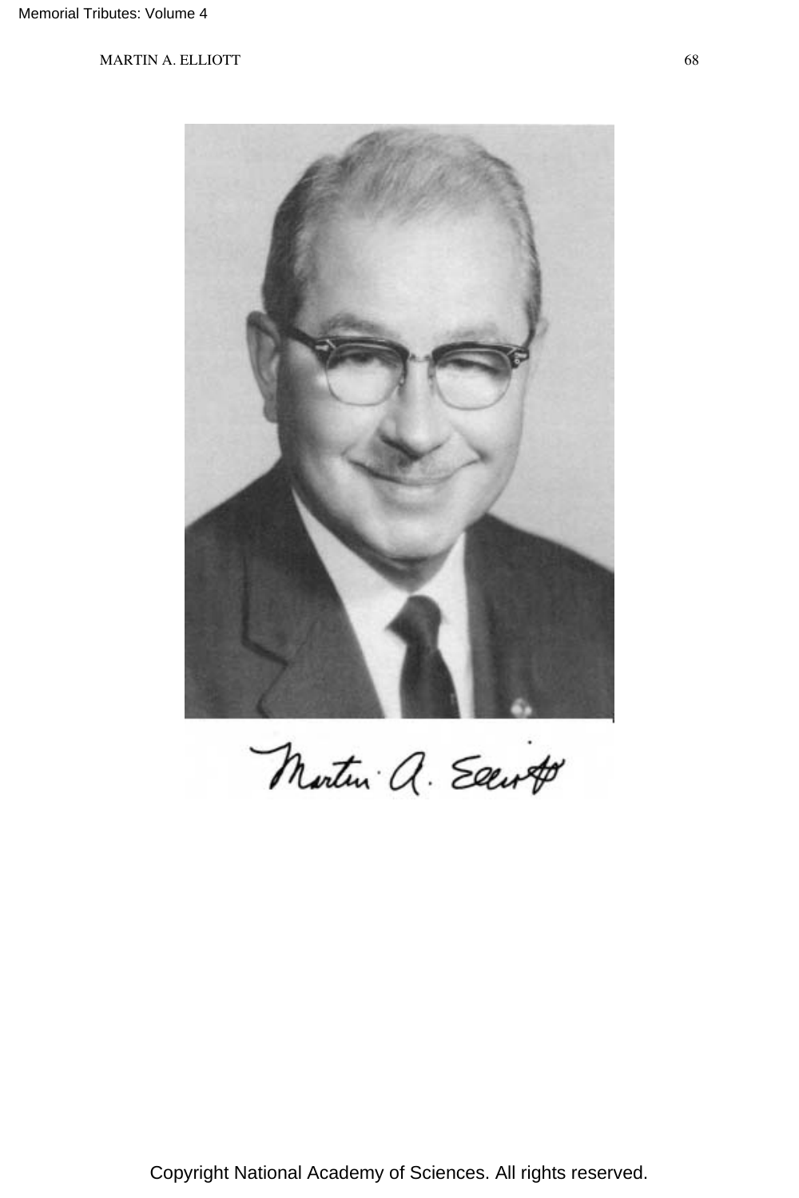Martin A. Elliott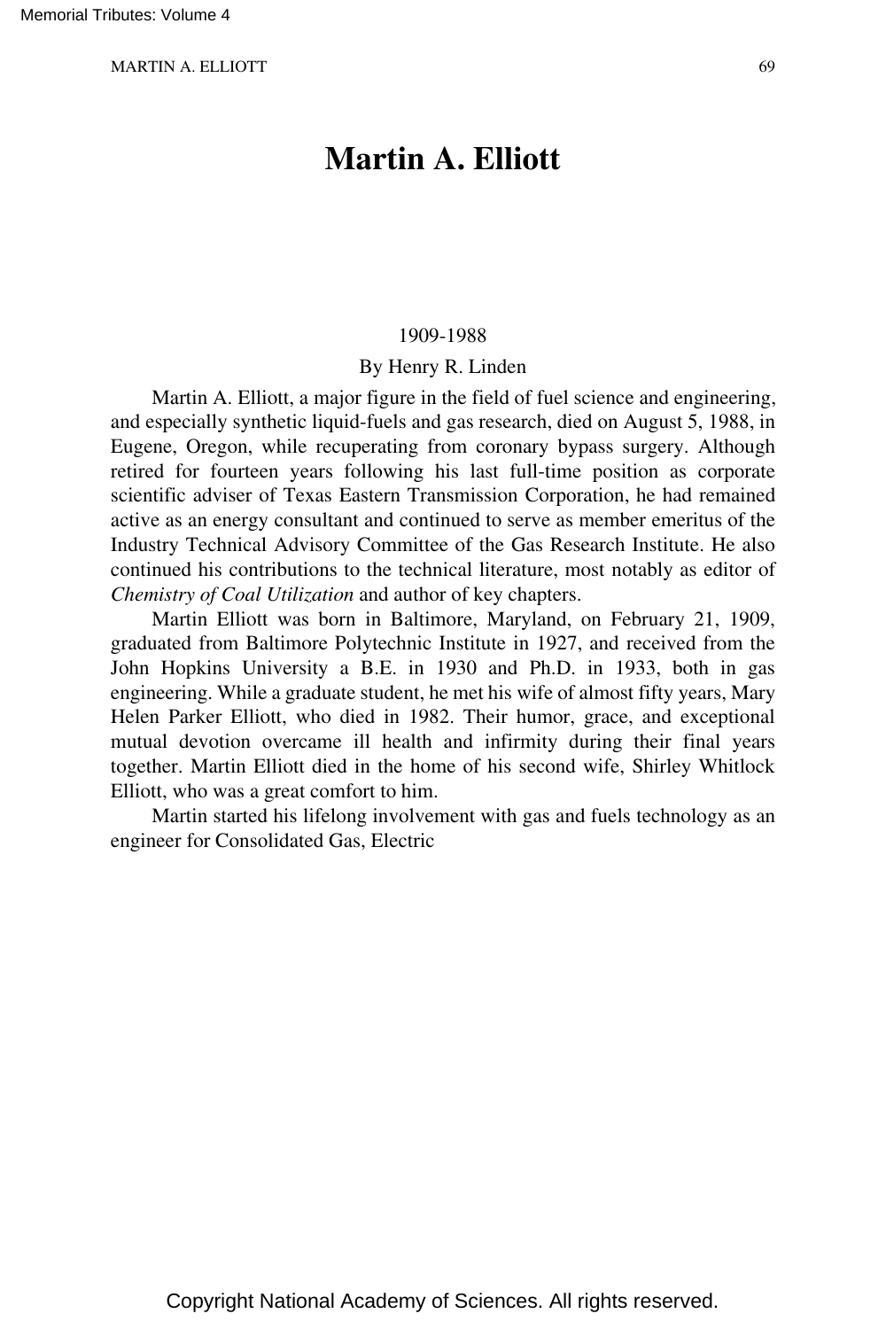# Martin A. Elliott

1909-1988

By Henry R. Linden

Martin A. Elliott, a major figure in the field of fuel science and engineering, and especially synthetic liquid-fuels and gas research, died on August 5, 1988, in Eugene, Oregon, while recuperating from coronary bypass surgery. Although retired for fourteen years following his last full-time position as corporate scientific adviser of Texas Eastern Transmission Corporation, he had remained active as an energy consultant and continued to serve as member emeritus of the Industry Technical Advisory Committee of the Gas Research Institute. He also continued his contributions to the technical literature, most notably as editor of *Chemistry of Coal Utilization* and author of key chapters.

Martin Elliott was born in Baltimore, Maryland, on February 21, 1909, graduated from Baltimore Polytechnic Institute in 1927, and received from the John Hopkins University a B.E. in 1930 and Ph.D. in 1933, both in gas engineering. While a graduate student, he met his wife of almost fifty years, Mary Helen Parker Elliott, who died in 1982. Their humor, grace, and exceptional mutual devotion overcame ill health and infirmity during their final years together. Martin Elliott died in the home of his second wife, Shirley Whitlock Elliott, who was a great comfort to him.

Martin started his lifelong involvement with gas and fuels technology as an engineer for Consolidated Gas, Electric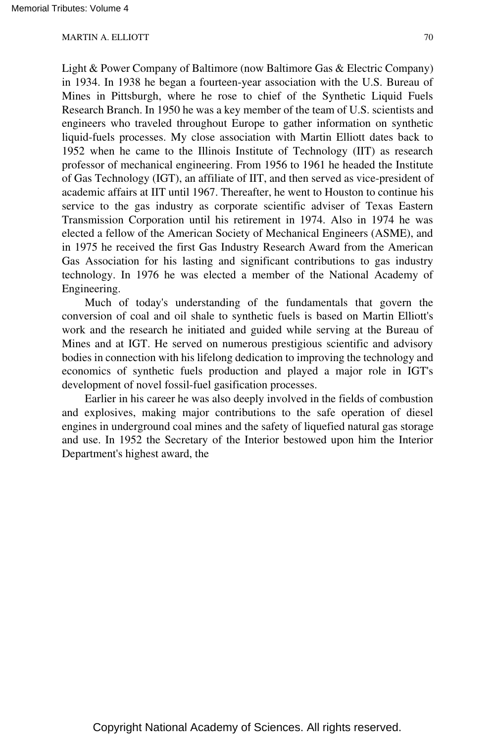Light & Power Company of Baltimore (now Baltimore Gas & Electric Company) in 1934. In 1938 he began a fourteen-year association with the U.S. Bureau of Mines in Pittsburgh, where he rose to chief of the Synthetic Liquid Fuels Research Branch. In 1950 he was a key member of the team of U.S. scientists and engineers who traveled throughout Europe to gather information on synthetic liquid-fuels processes. My close association with Martin Elliott dates back to 1952 when he came to the Illinois Institute of Technology (IIT) as research professor of mechanical engineering. From 1956 to 1961 he headed the Institute of Gas Technology (IGT), an affiliate of IIT, and then served as vice-president of academic affairs at IIT until 1967. Thereafter, he went to Houston to continue his service to the gas industry as corporate scientific adviser of Texas Eastern Transmission Corporation until his retirement in 1974. Also in 1974 he was elected a fellow of the American Society of Mechanical Engineers (ASME), and in 1975 he received the first Gas Industry Research Award from the American Gas Association for his lasting and significant contributions to gas industry technology. In 1976 he was elected a member of the National Academy of Engineering.

Much of today's understanding of the fundamentals that govern the conversion of coal and oil shale to synthetic fuels is based on Martin Elliott's work and the research he initiated and guided while serving at the Bureau of Mines and at IGT. He served on numerous prestigious scientific and advisory bodies in connection with his lifelong dedication to improving the technology and economics of synthetic fuels production and played a major role in IGT's development of novel fossil-fuel gasification processes.

Earlier in his career he was also deeply involved in the fields of combustion and explosives, making major contributions to the safe operation of diesel engines in underground coal mines and the safety of liquefied natural gas storage and use. In 1952 the Secretary of the Interior bestowed upon him the Interior Department's highest award, the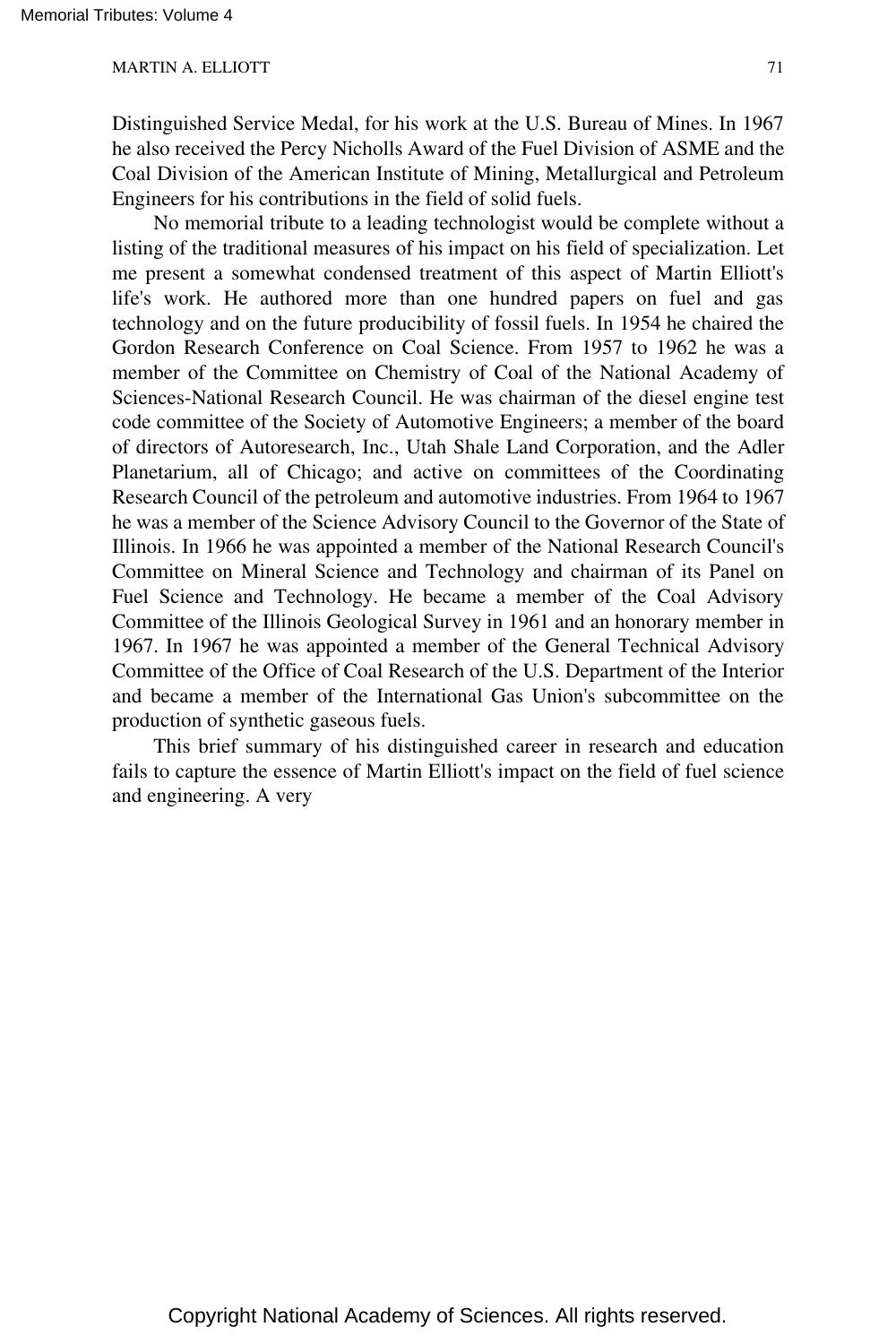Distinguished Service Medal, for his work at the U.S. Bureau of Mines. In 1967 he also received the Percy Nicholls Award of the Fuel Division of ASME and the Coal Division of the American Institute of Mining, Metallurgical and Petroleum Engineers for his contributions in the field of solid fuels.

No memorial tribute to a leading technologist would be complete without a listing of the traditional measures of his impact on his field of specialization. Let me present a somewhat condensed treatment of this aspect of Martin Elliott's life's work. He authored more than one hundred papers on fuel and gas technology and on the future producibility of fossil fuels. In 1954 he chaired the Gordon Research Conference on Coal Science. From 1957 to 1962 he was a member of the Committee on Chemistry of Coal of the National Academy of Sciences-National Research Council. He was chairman of the diesel engine test code committee of the Society of Automotive Engineers; a member of the board of directors of Autoresearch, Inc., Utah Shale Land Corporation, and the Adler Planetarium, all of Chicago; and active on committees of the Coordinating Research Council of the petroleum and automotive industries. From 1964 to 1967 he was a member of the Science Advisory Council to the Governor of the State of Illinois. In 1966 he was appointed a member of the National Research Council's Committee on Mineral Science and Technology and chairman of its Panel on Fuel Science and Technology. He became a member of the Coal Advisory Committee of the Illinois Geological Survey in 1961 and an honorary member in 1967. In 1967 he was appointed a member of the General Technical Advisory Committee of the Office of Coal Research of the U.S. Department of the Interior and became a member of the International Gas Union's subcommittee on the production of synthetic gaseous fuels.

This brief summary of his distinguished career in research and education fails to capture the essence of Martin Elliott's impact on the field of fuel science and engineering. A very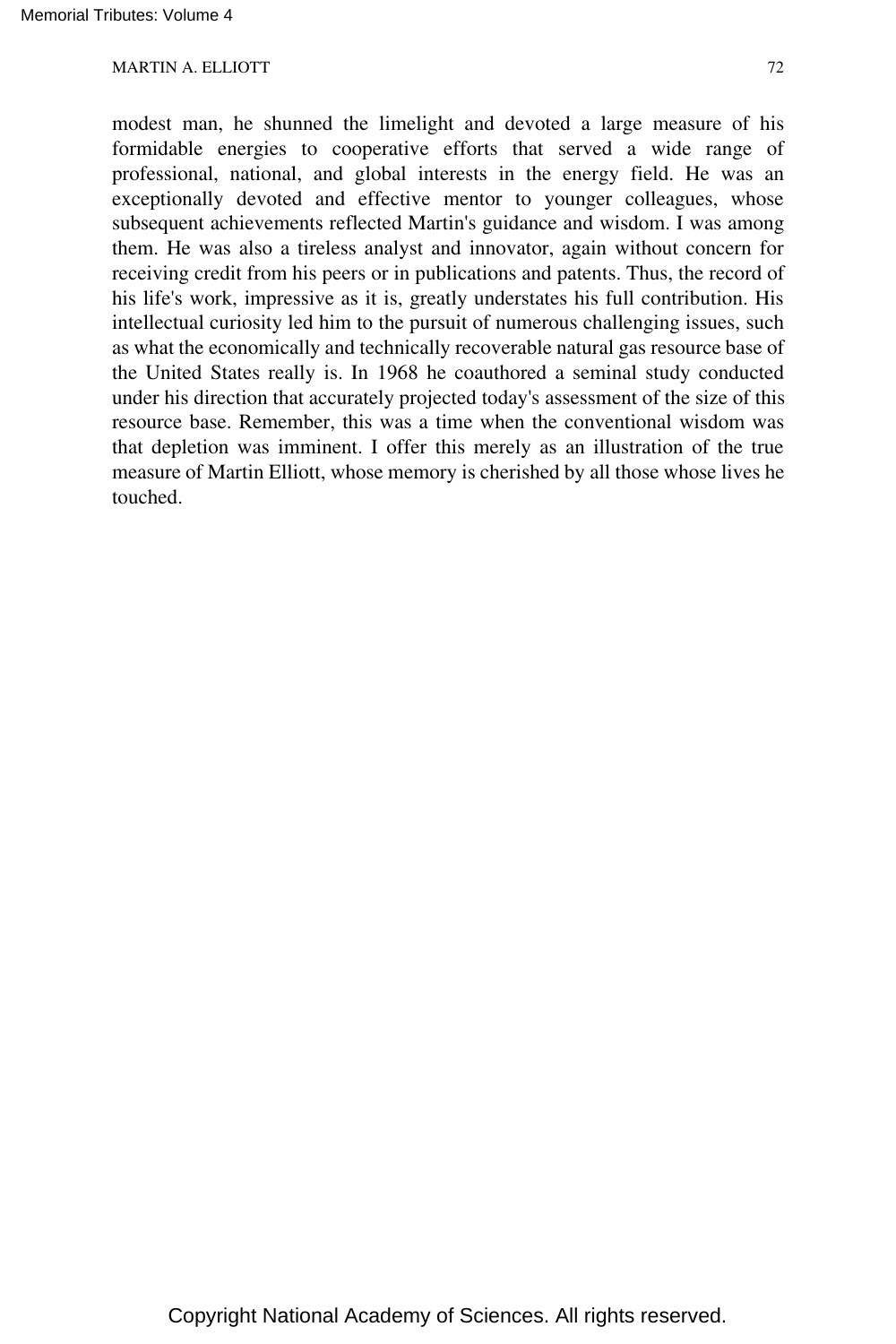modest man, he shunned the limelight and devoted a large measure of his formidable energies to cooperative efforts that served a wide range of professional, national, and global interests in the energy field. He was an exceptionally devoted and effective mentor to younger colleagues, whose subsequent achievements reflected Martin's guidance and wisdom. I was among them. He was also a tireless analyst and innovator, again without concern for receiving credit from his peers or in publications and patents. Thus, the record of his life's work, impressive as it is, greatly understates his full contribution. His intellectual curiosity led him to the pursuit of numerous challenging issues, such as what the economically and technically recoverable natural gas resource base of the United States really is. In 1968 he coauthored a seminal study conducted under his direction that accurately projected today's assessment of the size of this resource base. Remember, this was a time when the conventional wisdom was that depletion was imminent. I offer this merely as an illustration of the true measure of Martin Elliott, whose memory is cherished by all those whose lives he touched.